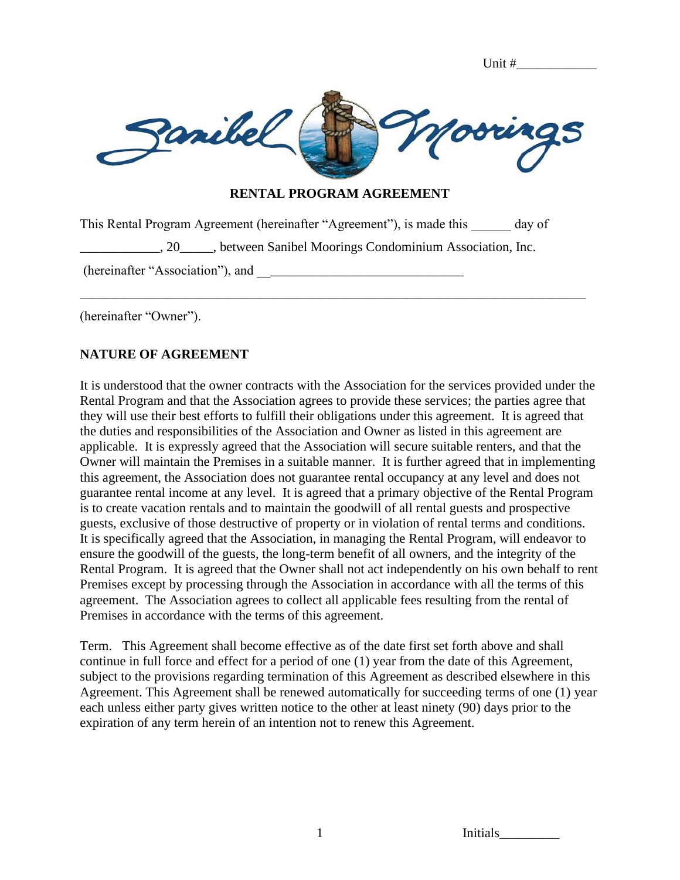Unit #___________

Sanibel Moorings

## RENTAL PROGRAM AGREEMENT

This Rental Program Agreement (hereinafter "Agreement"), is made this ______ day of ____________, 20_____, between Sanibel Moorings Condominium Association, Inc. (hereinafter "Association"), and _______________________________

_______________________________________________________________________________

(hereinafter "Owner").

**NATURE OF AGREEMENT**

It is understood that the owner contracts with the Association for the services provided under the Rental Program and that the Association agrees to provide these services; the parties agree that they will use their best efforts to fulfill their obligations under this agreement. It is agreed that the duties and responsibilities of the Association and Owner as listed in this agreement are applicable. It is expressly agreed that the Association will secure suitable renters, and that the Owner will maintain the Premises in a suitable manner. It is further agreed that in implementing this agreement, the Association does not guarantee rental occupancy at any level and does not guarantee rental income at any level. It is agreed that a primary objective of the Rental Program is to create vacation rentals and to maintain the goodwill of all rental guests and prospective guests, exclusive of those destructive of property or in violation of rental terms and conditions. It is specifically agreed that the Association, in managing the Rental Program, will endeavor to ensure the goodwill of the guests, the long-term benefit of all owners, and the integrity of the Rental Program. It is agreed that the Owner shall not act independently on his own behalf to rent Premises except by processing through the Association in accordance with all the terms of this agreement. The Association agrees to collect all applicable fees resulting from the rental of Premises in accordance with the terms of this agreement.

Term. This Agreement shall become effective as of the date first set forth above and shall continue in full force and effect for a period of one (1) year from the date of this Agreement, subject to the provisions regarding termination of this Agreement as described elsewhere in this Agreement. This Agreement shall be renewed automatically for succeeding terms of one (1) year each unless either party gives written notice to the other at least ninety (90) days prior to the expiration of any term herein of an intention not to renew this Agreement.

Initials_________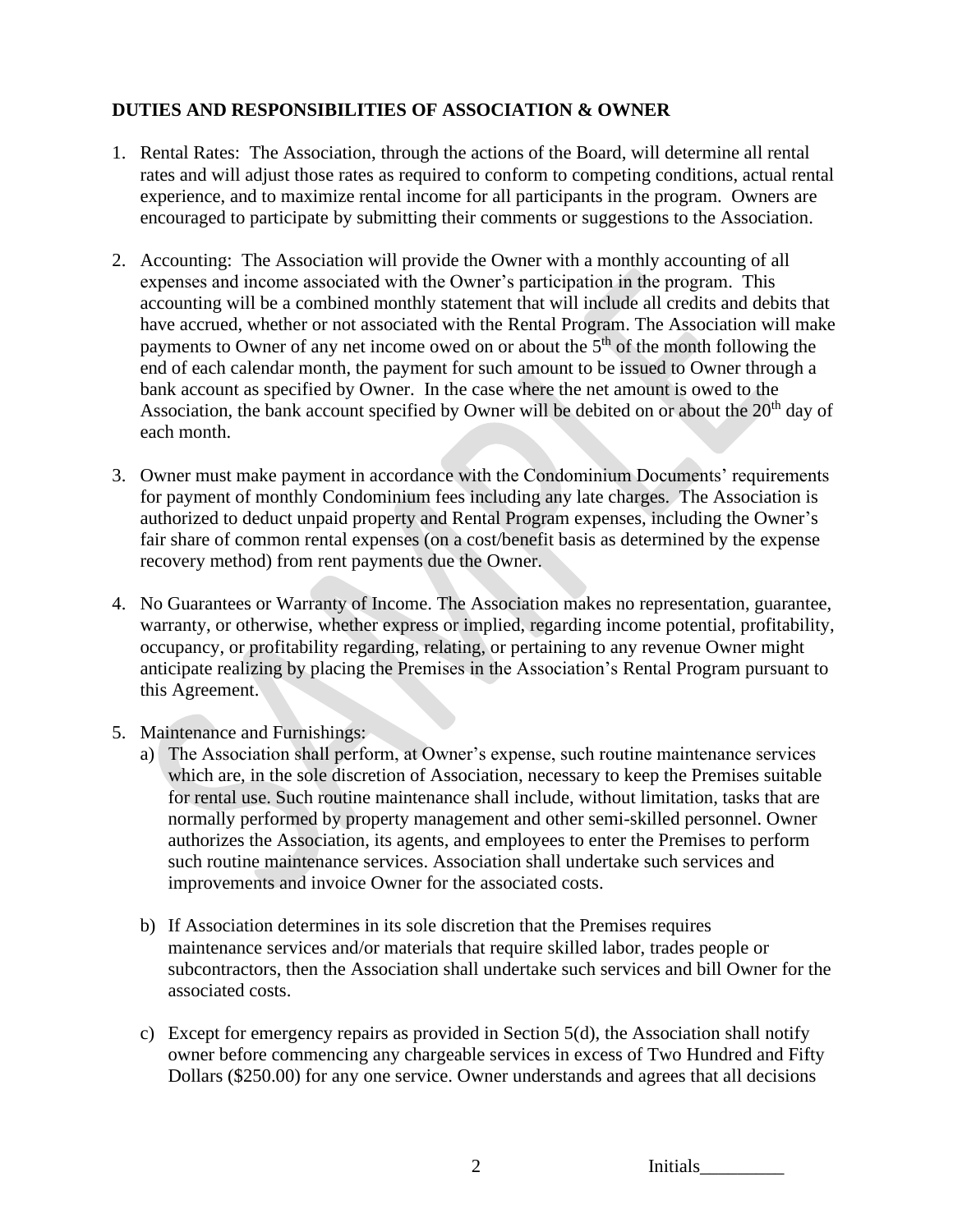**DUTIES AND RESPONSIBILITIES OF ASSOCIATION & OWNER**

1. Rental Rates: The Association, through the actions of the Board, will determine all rental rates and will adjust those rates as required to conform to competing conditions, actual rental experience, and to maximize rental income for all participants in the program. Owners are encouraged to participate by submitting their comments or suggestions to the Association.

2. Accounting: The Association will provide the Owner with a monthly accounting of all expenses and income associated with the Owner's participation in the program. This accounting will be a combined monthly statement that will include all credits and debits that have accrued, whether or not associated with the Rental Program. The Association will make payments to Owner of any net income owed on or about the 5th of the month following the end of each calendar month, the payment for such amount to be issued to Owner through a bank account as specified by Owner. In the case where the net amount is owed to the Association, the bank account specified by Owner will be debited on or about the 20th day of each month.

3. Owner must make payment in accordance with the Condominium Documents' requirements for payment of monthly Condominium fees including any late charges. The Association is authorized to deduct unpaid property and Rental Program expenses, including the Owner's fair share of common rental expenses (on a cost/benefit basis as determined by the expense recovery method) from rent payments due the Owner.

4. No Guarantees or Warranty of Income. The Association makes no representation, guarantee, warranty, or otherwise, whether express or implied, regarding income potential, profitability, occupancy, or profitability regarding, relating, or pertaining to any revenue Owner might anticipate realizing by placing the Premises in the Association's Rental Program pursuant to this Agreement.

5. Maintenance and Furnishings:
   a) The Association shall perform, at Owner's expense, such routine maintenance services which are, in the sole discretion of Association, necessary to keep the Premises suitable for rental use. Such routine maintenance shall include, without limitation, tasks that are normally performed by property management and other semi-skilled personnel. Owner authorizes the Association, its agents, and employees to enter the Premises to perform such routine maintenance services. Association shall undertake such services and improvements and invoice Owner for the associated costs.

   b) If Association determines in its sole discretion that the Premises requires maintenance services and/or materials that require skilled labor, trades people or subcontractors, then the Association shall undertake such services and bill Owner for the associated costs.

   c) Except for emergency repairs as provided in Section 5(d), the Association shall notify owner before commencing any chargeable services in excess of Two Hundred and Fifty Dollars ($250.00) for any one service. Owner understands and agrees that all decisions

Initials_________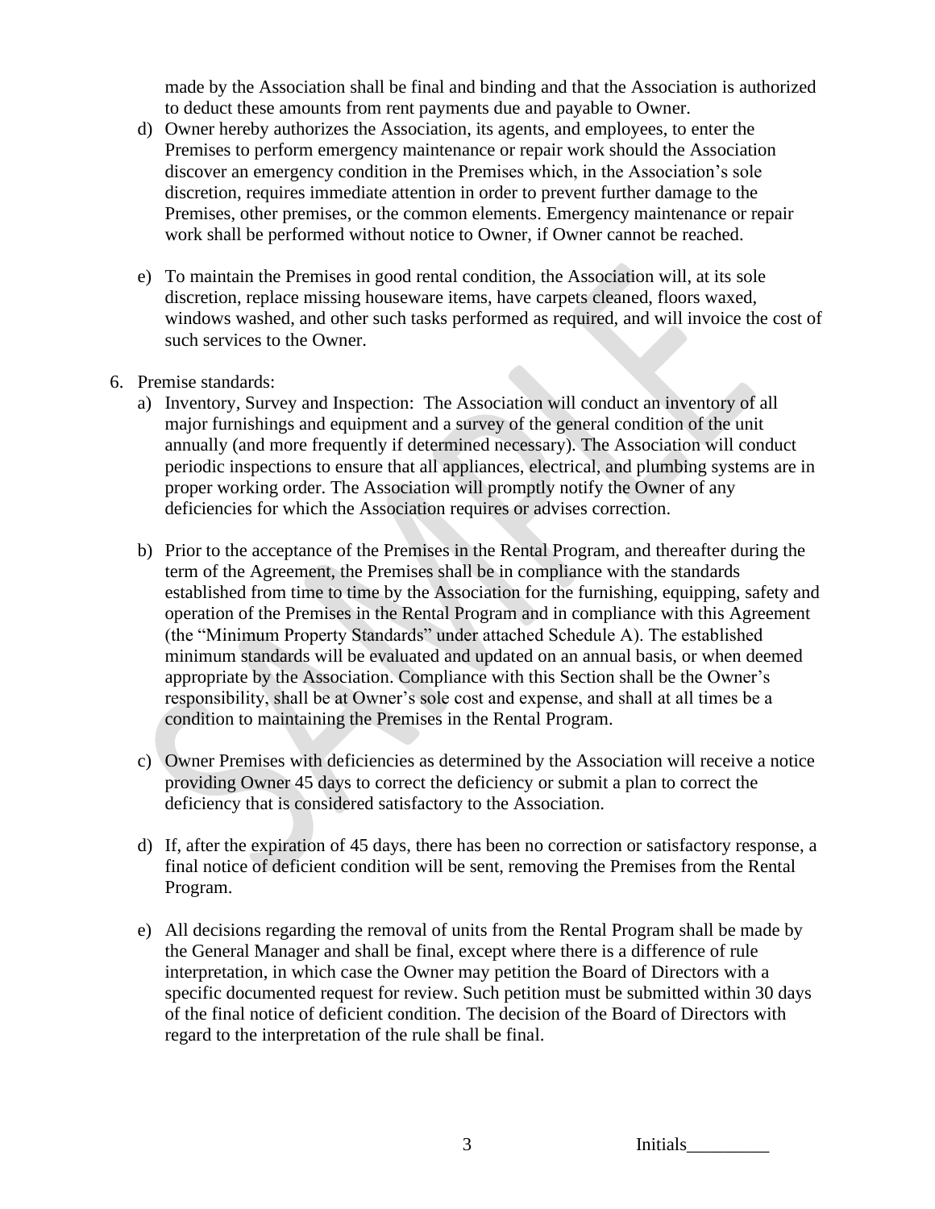made by the Association shall be final and binding and that the Association is authorized to deduct these amounts from rent payments due and payable to Owner.

d) Owner hereby authorizes the Association, its agents, and employees, to enter the Premises to perform emergency maintenance or repair work should the Association discover an emergency condition in the Premises which, in the Association's sole discretion, requires immediate attention in order to prevent further damage to the Premises, other premises, or the common elements. Emergency maintenance or repair work shall be performed without notice to Owner, if Owner cannot be reached.

e) To maintain the Premises in good rental condition, the Association will, at its sole discretion, replace missing houseware items, have carpets cleaned, floors waxed, windows washed, and other such tasks performed as required, and will invoice the cost of such services to the Owner.

6. Premise standards:

a) Inventory, Survey and Inspection: The Association will conduct an inventory of all major furnishings and equipment and a survey of the general condition of the unit annually (and more frequently if determined necessary). The Association will conduct periodic inspections to ensure that all appliances, electrical, and plumbing systems are in proper working order. The Association will promptly notify the Owner of any deficiencies for which the Association requires or advises correction.

b) Prior to the acceptance of the Premises in the Rental Program, and thereafter during the term of the Agreement, the Premises shall be in compliance with the standards established from time to time by the Association for the furnishing, equipping, safety and operation of the Premises in the Rental Program and in compliance with this Agreement (the "Minimum Property Standards" under attached Schedule A). The established minimum standards will be evaluated and updated on an annual basis, or when deemed appropriate by the Association. Compliance with this Section shall be the Owner's responsibility, shall be at Owner's sole cost and expense, and shall at all times be a condition to maintaining the Premises in the Rental Program.

c) Owner Premises with deficiencies as determined by the Association will receive a notice providing Owner 45 days to correct the deficiency or submit a plan to correct the deficiency that is considered satisfactory to the Association.

d) If, after the expiration of 45 days, there has been no correction or satisfactory response, a final notice of deficient condition will be sent, removing the Premises from the Rental Program.

e) All decisions regarding the removal of units from the Rental Program shall be made by the General Manager and shall be final, except where there is a difference of rule interpretation, in which case the Owner may petition the Board of Directors with a specific documented request for review. Such petition must be submitted within 30 days of the final notice of deficient condition. The decision of the Board of Directors with regard to the interpretation of the rule shall be final.

Initials_________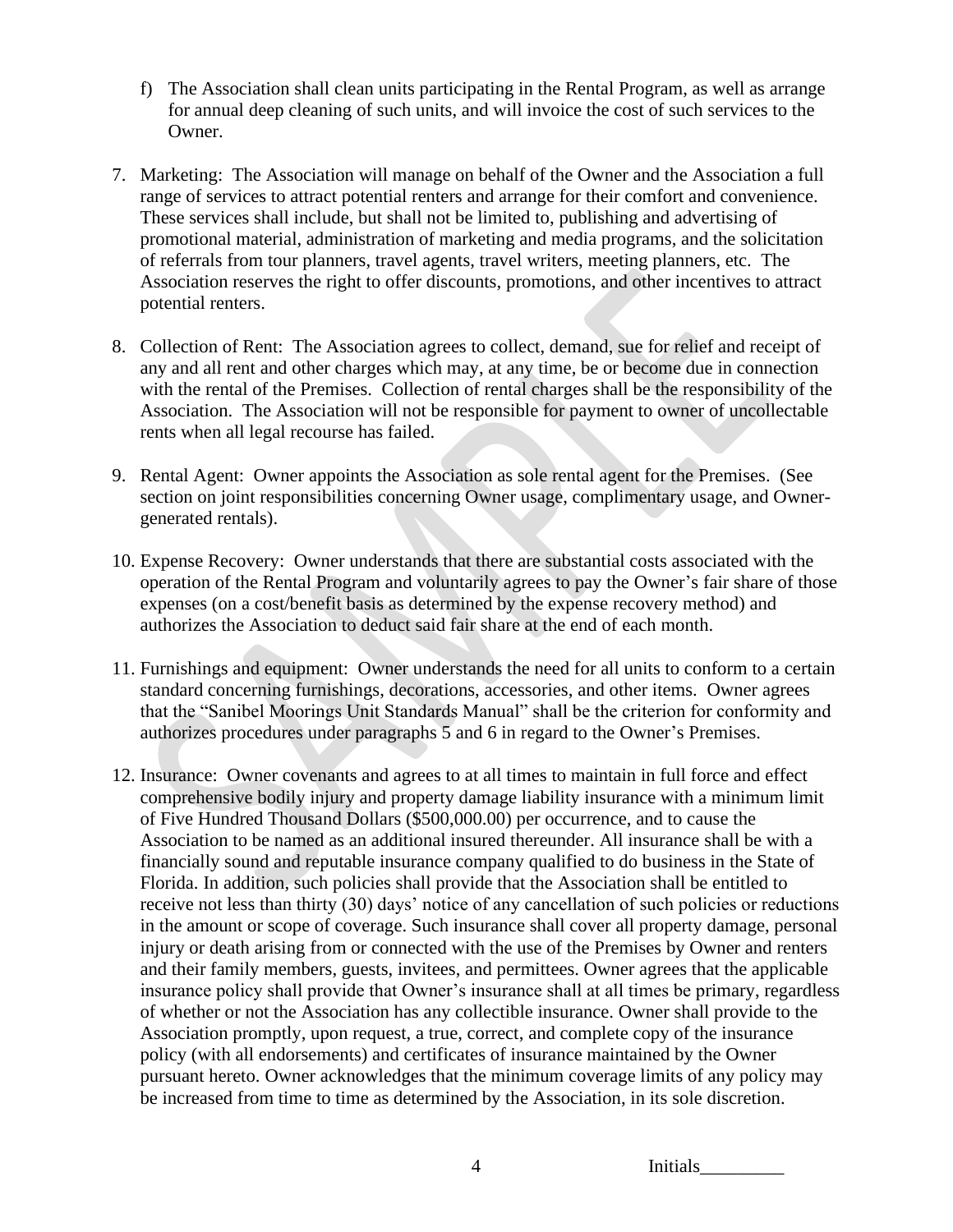f) The Association shall clean units participating in the Rental Program, as well as arrange for annual deep cleaning of such units, and will invoice the cost of such services to the Owner.

7. Marketing: The Association will manage on behalf of the Owner and the Association a full range of services to attract potential renters and arrange for their comfort and convenience. These services shall include, but shall not be limited to, publishing and advertising of promotional material, administration of marketing and media programs, and the solicitation of referrals from tour planners, travel agents, travel writers, meeting planners, etc. The Association reserves the right to offer discounts, promotions, and other incentives to attract potential renters.

8. Collection of Rent: The Association agrees to collect, demand, sue for relief and receipt of any and all rent and other charges which may, at any time, be or become due in connection with the rental of the Premises. Collection of rental charges shall be the responsibility of the Association. The Association will not be responsible for payment to owner of uncollectable rents when all legal recourse has failed.

9. Rental Agent: Owner appoints the Association as sole rental agent for the Premises. (See section on joint responsibilities concerning Owner usage, complimentary usage, and Owner-generated rentals).

10. Expense Recovery: Owner understands that there are substantial costs associated with the operation of the Rental Program and voluntarily agrees to pay the Owner's fair share of those expenses (on a cost/benefit basis as determined by the expense recovery method) and authorizes the Association to deduct said fair share at the end of each month.

11. Furnishings and equipment: Owner understands the need for all units to conform to a certain standard concerning furnishings, decorations, accessories, and other items. Owner agrees that the "Sanibel Moorings Unit Standards Manual" shall be the criterion for conformity and authorizes procedures under paragraphs 5 and 6 in regard to the Owner's Premises.

12. Insurance: Owner covenants and agrees to at all times to maintain in full force and effect comprehensive bodily injury and property damage liability insurance with a minimum limit of Five Hundred Thousand Dollars ($500,000.00) per occurrence, and to cause the Association to be named as an additional insured thereunder. All insurance shall be with a financially sound and reputable insurance company qualified to do business in the State of Florida. In addition, such policies shall provide that the Association shall be entitled to receive not less than thirty (30) days' notice of any cancellation of such policies or reductions in the amount or scope of coverage. Such insurance shall cover all property damage, personal injury or death arising from or connected with the use of the Premises by Owner and renters and their family members, guests, invitees, and permittees. Owner agrees that the applicable insurance policy shall provide that Owner's insurance shall at all times be primary, regardless of whether or not the Association has any collectible insurance. Owner shall provide to the Association promptly, upon request, a true, correct, and complete copy of the insurance policy (with all endorsements) and certificates of insurance maintained by the Owner pursuant hereto. Owner acknowledges that the minimum coverage limits of any policy may be increased from time to time as determined by the Association, in its sole discretion.

Initials_________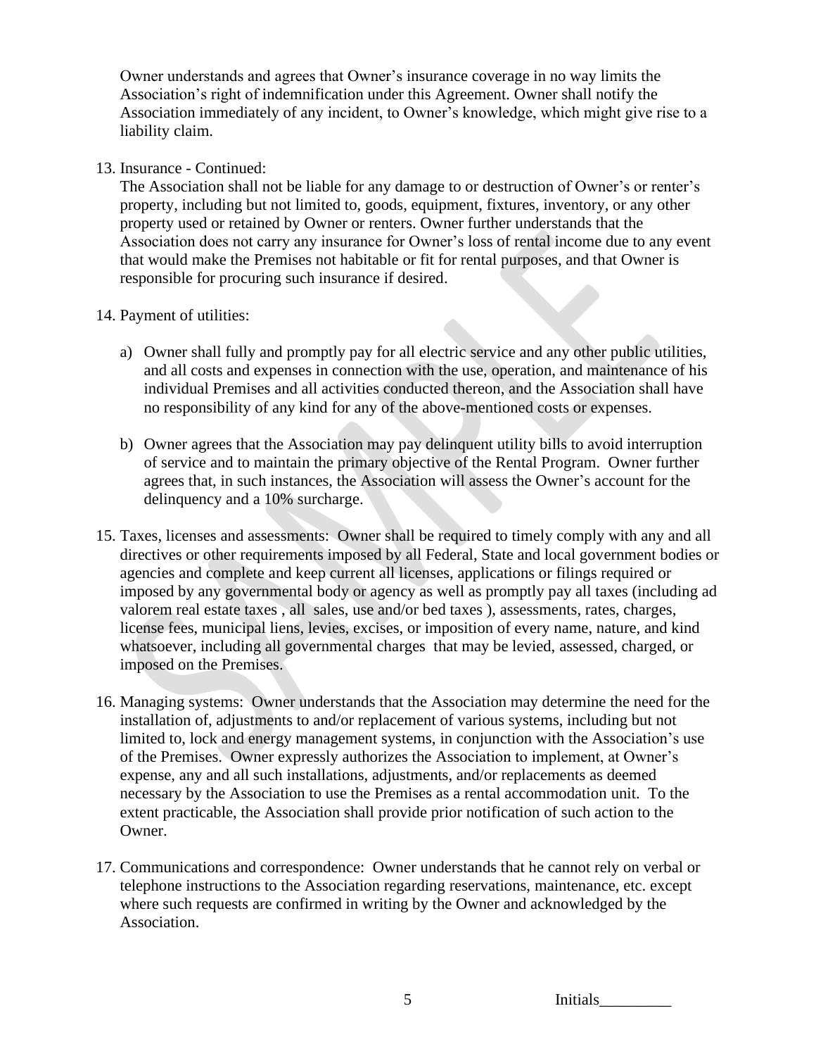Owner understands and agrees that Owner's insurance coverage in no way limits the Association's right of indemnification under this Agreement. Owner shall notify the Association immediately of any incident, to Owner's knowledge, which might give rise to a liability claim.

13. Insurance - Continued:
    The Association shall not be liable for any damage to or destruction of Owner's or renter's property, including but not limited to, goods, equipment, fixtures, inventory, or any other property used or retained by Owner or renters. Owner further understands that the Association does not carry any insurance for Owner's loss of rental income due to any event that would make the Premises not habitable or fit for rental purposes, and that Owner is responsible for procuring such insurance if desired.

14. Payment of utilities:

    a) Owner shall fully and promptly pay for all electric service and any other public utilities, and all costs and expenses in connection with the use, operation, and maintenance of his individual Premises and all activities conducted thereon, and the Association shall have no responsibility of any kind for any of the above-mentioned costs or expenses.

    b) Owner agrees that the Association may pay delinquent utility bills to avoid interruption of service and to maintain the primary objective of the Rental Program. Owner further agrees that, in such instances, the Association will assess the Owner's account for the delinquency and a 10% surcharge.

15. Taxes, licenses and assessments: Owner shall be required to timely comply with any and all directives or other requirements imposed by all Federal, State and local government bodies or agencies and complete and keep current all licenses, applications or filings required or imposed by any governmental body or agency as well as promptly pay all taxes (including ad valorem real estate taxes , all sales, use and/or bed taxes ), assessments, rates, charges, license fees, municipal liens, levies, excises, or imposition of every name, nature, and kind whatsoever, including all governmental charges that may be levied, assessed, charged, or imposed on the Premises.

16. Managing systems: Owner understands that the Association may determine the need for the installation of, adjustments to and/or replacement of various systems, including but not limited to, lock and energy management systems, in conjunction with the Association's use of the Premises. Owner expressly authorizes the Association to implement, at Owner's expense, any and all such installations, adjustments, and/or replacements as deemed necessary by the Association to use the Premises as a rental accommodation unit. To the extent practicable, the Association shall provide prior notification of such action to the Owner.

17. Communications and correspondence: Owner understands that he cannot rely on verbal or telephone instructions to the Association regarding reservations, maintenance, etc. except where such requests are confirmed in writing by the Owner and acknowledged by the Association.

Initials_________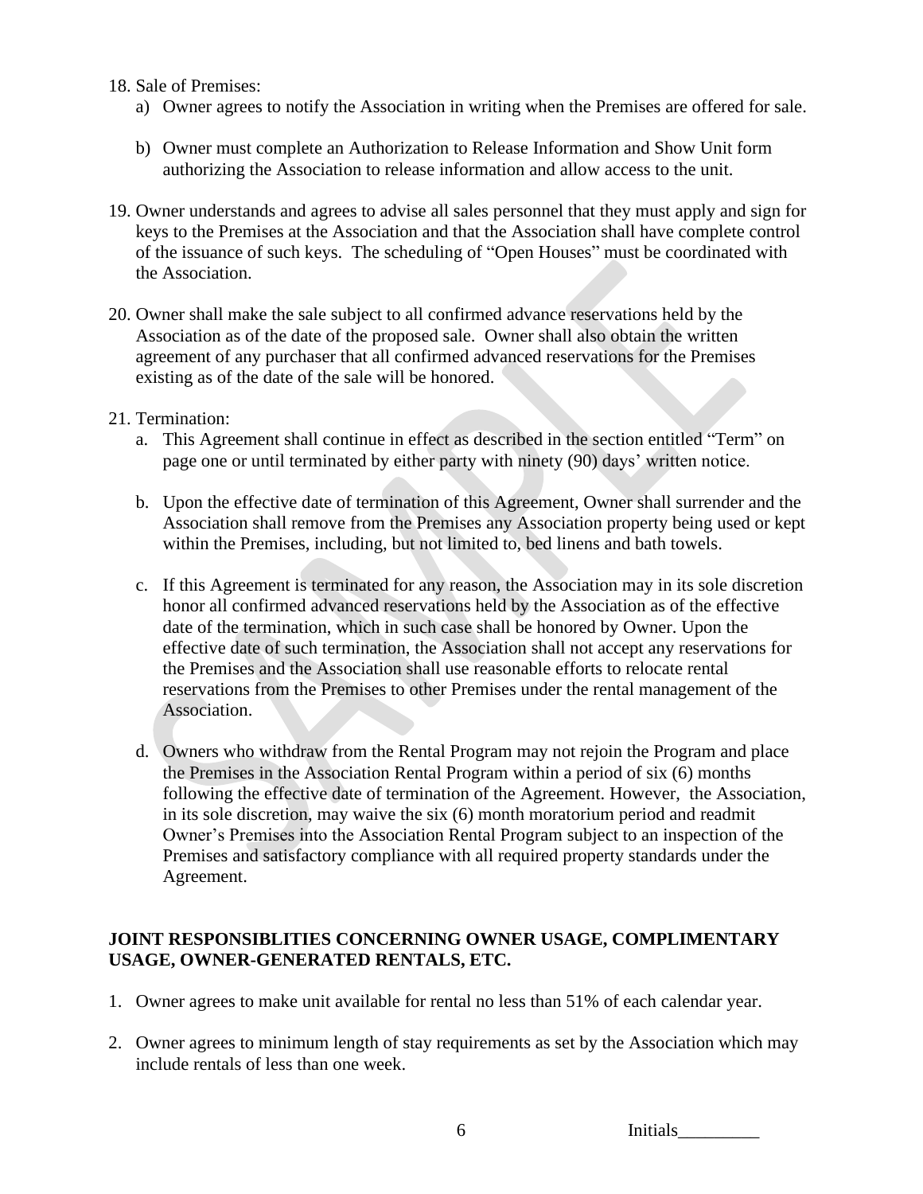18. Sale of Premises:
    a) Owner agrees to notify the Association in writing when the Premises are offered for sale.

    b) Owner must complete an Authorization to Release Information and Show Unit form authorizing the Association to release information and allow access to the unit.

19. Owner understands and agrees to advise all sales personnel that they must apply and sign for keys to the Premises at the Association and that the Association shall have complete control of the issuance of such keys. The scheduling of "Open Houses" must be coordinated with the Association.

20. Owner shall make the sale subject to all confirmed advance reservations held by the Association as of the date of the proposed sale. Owner shall also obtain the written agreement of any purchaser that all confirmed advanced reservations for the Premises existing as of the date of the sale will be honored.

21. Termination:
    a. This Agreement shall continue in effect as described in the section entitled "Term" on page one or until terminated by either party with ninety (90) days' written notice.

    b. Upon the effective date of termination of this Agreement, Owner shall surrender and the Association shall remove from the Premises any Association property being used or kept within the Premises, including, but not limited to, bed linens and bath towels.

    c. If this Agreement is terminated for any reason, the Association may in its sole discretion honor all confirmed advanced reservations held by the Association as of the effective date of the termination, which in such case shall be honored by Owner. Upon the effective date of such termination, the Association shall not accept any reservations for the Premises and the Association shall use reasonable efforts to relocate rental reservations from the Premises to other Premises under the rental management of the Association.

    d. Owners who withdraw from the Rental Program may not rejoin the Program and place the Premises in the Association Rental Program within a period of six (6) months following the effective date of termination of the Agreement. However, the Association, in its sole discretion, may waive the six (6) month moratorium period and readmit Owner's Premises into the Association Rental Program subject to an inspection of the Premises and satisfactory compliance with all required property standards under the Agreement.

**JOINT RESPONSIBLITIES CONCERNING OWNER USAGE, COMPLIMENTARY USAGE, OWNER-GENERATED RENTALS, ETC.**

1. Owner agrees to make unit available for rental no less than 51% of each calendar year.

2. Owner agrees to minimum length of stay requirements as set by the Association which may include rentals of less than one week.

Initials_________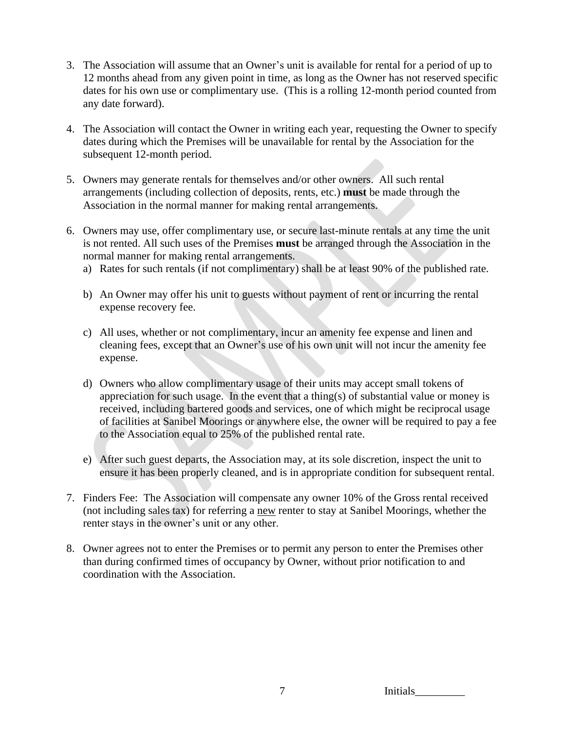3. The Association will assume that an Owner's unit is available for rental for a period of up to 12 months ahead from any given point in time, as long as the Owner has not reserved specific dates for his own use or complimentary use. (This is a rolling 12-month period counted from any date forward).

4. The Association will contact the Owner in writing each year, requesting the Owner to specify dates during which the Premises will be unavailable for rental by the Association for the subsequent 12-month period.

5. Owners may generate rentals for themselves and/or other owners. All such rental arrangements (including collection of deposits, rents, etc.) **must** be made through the Association in the normal manner for making rental arrangements.

6. Owners may use, offer complimentary use, or secure last-minute rentals at any time the unit is not rented. All such uses of the Premises **must** be arranged through the Association in the normal manner for making rental arrangements.
   a) Rates for such rentals (if not complimentary) shall be at least 90% of the published rate.

   b) An Owner may offer his unit to guests without payment of rent or incurring the rental expense recovery fee.

   c) All uses, whether or not complimentary, incur an amenity fee expense and linen and cleaning fees, except that an Owner's use of his own unit will not incur the amenity fee expense.

   d) Owners who allow complimentary usage of their units may accept small tokens of appreciation for such usage. In the event that a thing(s) of substantial value or money is received, including bartered goods and services, one of which might be reciprocal usage of facilities at Sanibel Moorings or anywhere else, the owner will be required to pay a fee to the Association equal to 25% of the published rental rate.

   e) After such guest departs, the Association may, at its sole discretion, inspect the unit to ensure it has been properly cleaned, and is in appropriate condition for subsequent rental.

7. Finders Fee: The Association will compensate any owner 10% of the Gross rental received (not including sales tax) for referring a new renter to stay at Sanibel Moorings, whether the renter stays in the owner's unit or any other.

8. Owner agrees not to enter the Premises or to permit any person to enter the Premises other than during confirmed times of occupancy by Owner, without prior notification to and coordination with the Association.

Initials_________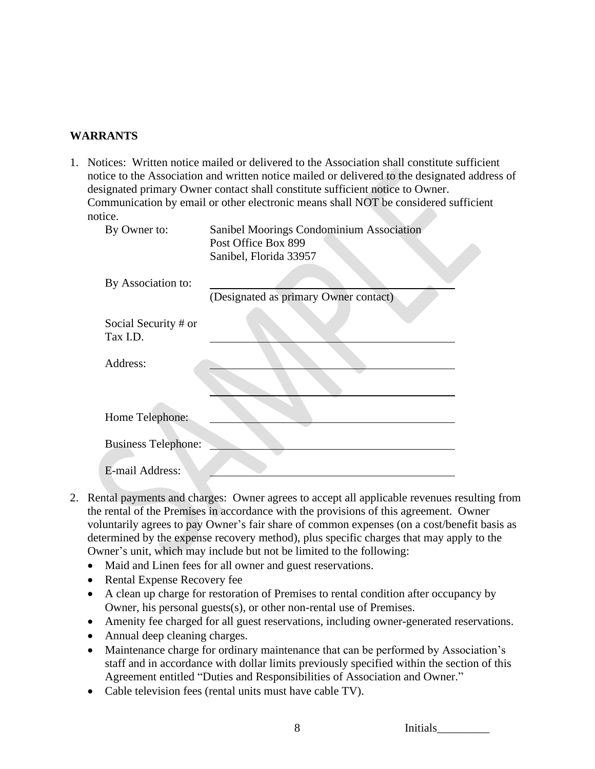**WARRANTS**

1. Notices: Written notice mailed or delivered to the Association shall constitute sufficient notice to the Association and written notice mailed or delivered to the designated address of designated primary Owner contact shall constitute sufficient notice to Owner. Communication by email or other electronic means shall NOT be considered sufficient notice.

   By Owner to: Sanibel Moorings Condominium Association
   Post Office Box 899
   Sanibel, Florida 33957

   By Association to: ______________________________
   (Designated as primary Owner contact)

   Social Security # or Tax I.D. ______________________________

   Address: ______________________________

   ______________________________

   Home Telephone: ______________________________

   Business Telephone: ______________________________

   E-mail Address: ______________________________

2. Rental payments and charges: Owner agrees to accept all applicable revenues resulting from the rental of the Premises in accordance with the provisions of this agreement. Owner voluntarily agrees to pay Owner's fair share of common expenses (on a cost/benefit basis as determined by the expense recovery method), plus specific charges that may apply to the Owner's unit, which may include but not be limited to the following:
   - Maid and Linen fees for all owner and guest reservations.
   - Rental Expense Recovery fee
   - A clean up charge for restoration of Premises to rental condition after occupancy by Owner, his personal guests(s), or other non-rental use of Premises.
   - Amenity fee charged for all guest reservations, including owner-generated reservations.
   - Annual deep cleaning charges.
   - Maintenance charge for ordinary maintenance that can be performed by Association's staff and in accordance with dollar limits previously specified within the section of this Agreement entitled "Duties and Responsibilities of Association and Owner."
   - Cable television fees (rental units must have cable TV).

Initials_________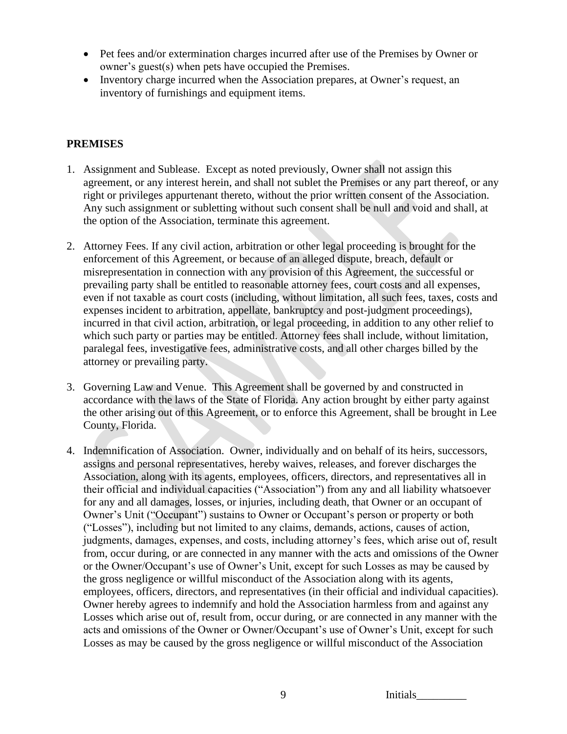- Pet fees and/or extermination charges incurred after use of the Premises by Owner or owner's guest(s) when pets have occupied the Premises.
- Inventory charge incurred when the Association prepares, at Owner's request, an inventory of furnishings and equipment items.

**PREMISES**

1. Assignment and Sublease. Except as noted previously, Owner shall not assign this agreement, or any interest herein, and shall not sublet the Premises or any part thereof, or any right or privileges appurtenant thereto, without the prior written consent of the Association. Any such assignment or subletting without such consent shall be null and void and shall, at the option of the Association, terminate this agreement.

2. Attorney Fees. If any civil action, arbitration or other legal proceeding is brought for the enforcement of this Agreement, or because of an alleged dispute, breach, default or misrepresentation in connection with any provision of this Agreement, the successful or prevailing party shall be entitled to reasonable attorney fees, court costs and all expenses, even if not taxable as court costs (including, without limitation, all such fees, taxes, costs and expenses incident to arbitration, appellate, bankruptcy and post-judgment proceedings), incurred in that civil action, arbitration, or legal proceeding, in addition to any other relief to which such party or parties may be entitled. Attorney fees shall include, without limitation, paralegal fees, investigative fees, administrative costs, and all other charges billed by the attorney or prevailing party.

3. Governing Law and Venue. This Agreement shall be governed by and constructed in accordance with the laws of the State of Florida. Any action brought by either party against the other arising out of this Agreement, or to enforce this Agreement, shall be brought in Lee County, Florida.

4. Indemnification of Association. Owner, individually and on behalf of its heirs, successors, assigns and personal representatives, hereby waives, releases, and forever discharges the Association, along with its agents, employees, officers, directors, and representatives all in their official and individual capacities ("Association") from any and all liability whatsoever for any and all damages, losses, or injuries, including death, that Owner or an occupant of Owner's Unit ("Occupant") sustains to Owner or Occupant's person or property or both ("Losses"), including but not limited to any claims, demands, actions, causes of action, judgments, damages, expenses, and costs, including attorney's fees, which arise out of, result from, occur during, or are connected in any manner with the acts and omissions of the Owner or the Owner/Occupant's use of Owner's Unit, except for such Losses as may be caused by the gross negligence or willful misconduct of the Association along with its agents, employees, officers, directors, and representatives (in their official and individual capacities). Owner hereby agrees to indemnify and hold the Association harmless from and against any Losses which arise out of, result from, occur during, or are connected in any manner with the acts and omissions of the Owner or Owner/Occupant's use of Owner's Unit, except for such Losses as may be caused by the gross negligence or willful misconduct of the Association

Initials_________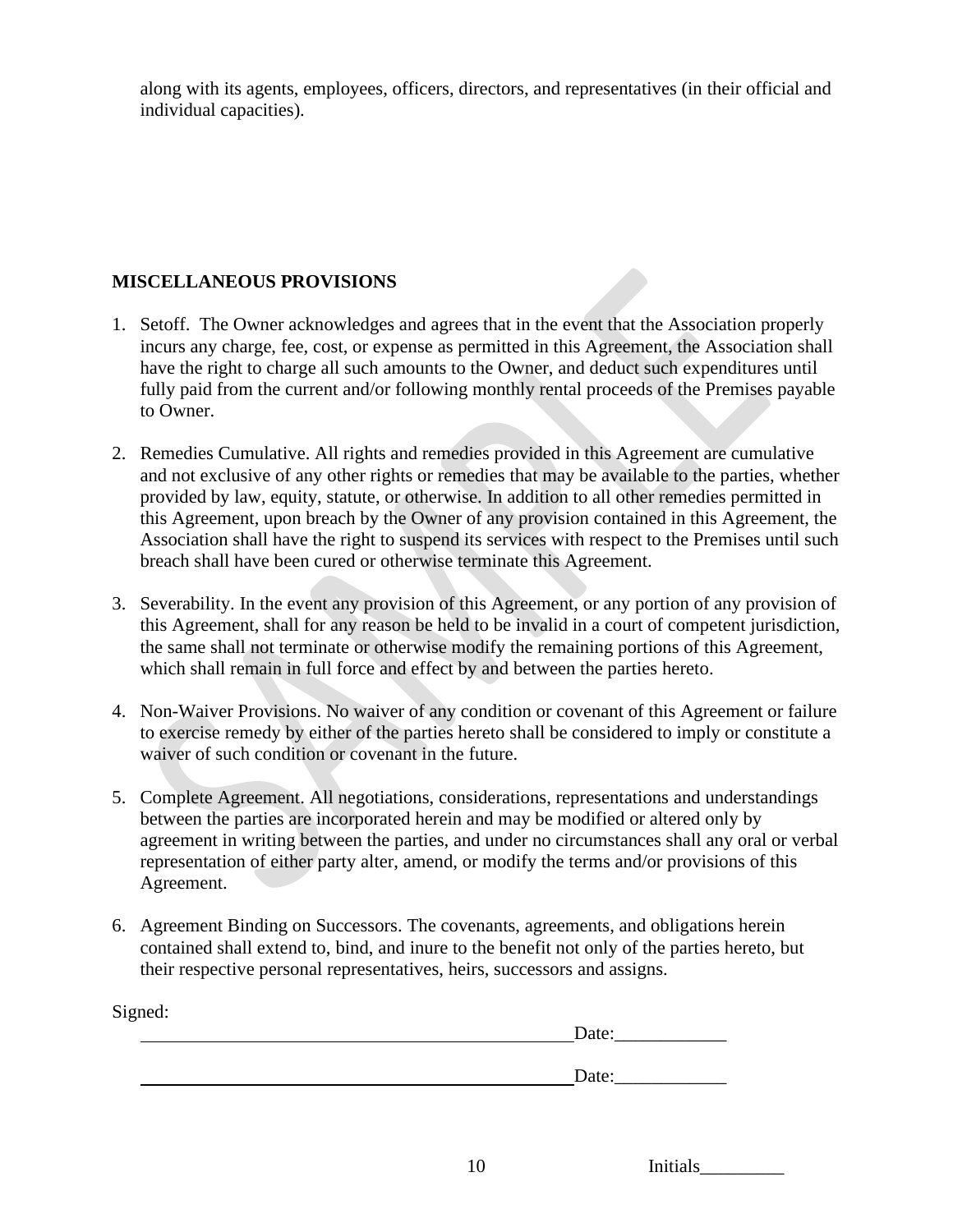along with its agents, employees, officers, directors, and representatives (in their official and individual capacities).

**MISCELLANEOUS PROVISIONS**

1. Setoff. The Owner acknowledges and agrees that in the event that the Association properly incurs any charge, fee, cost, or expense as permitted in this Agreement, the Association shall have the right to charge all such amounts to the Owner, and deduct such expenditures until fully paid from the current and/or following monthly rental proceeds of the Premises payable to Owner.

2. Remedies Cumulative. All rights and remedies provided in this Agreement are cumulative and not exclusive of any other rights or remedies that may be available to the parties, whether provided by law, equity, statute, or otherwise. In addition to all other remedies permitted in this Agreement, upon breach by the Owner of any provision contained in this Agreement, the Association shall have the right to suspend its services with respect to the Premises until such breach shall have been cured or otherwise terminate this Agreement.

3. Severability. In the event any provision of this Agreement, or any portion of any provision of this Agreement, shall for any reason be held to be invalid in a court of competent jurisdiction, the same shall not terminate or otherwise modify the remaining portions of this Agreement, which shall remain in full force and effect by and between the parties hereto.

4. Non-Waiver Provisions. No waiver of any condition or covenant of this Agreement or failure to exercise remedy by either of the parties hereto shall be considered to imply or constitute a waiver of such condition or covenant in the future.

5. Complete Agreement. All negotiations, considerations, representations and understandings between the parties are incorporated herein and may be modified or altered only by agreement in writing between the parties, and under no circumstances shall any oral or verbal representation of either party alter, amend, or modify the terms and/or provisions of this Agreement.

6. Agreement Binding on Successors. The covenants, agreements, and obligations herein contained shall extend to, bind, and inure to the benefit not only of the parties hereto, but their respective personal representatives, heirs, successors and assigns.

Signed:

_______________________________________________ Date:____________

_______________________________________________ Date:____________

Initials_________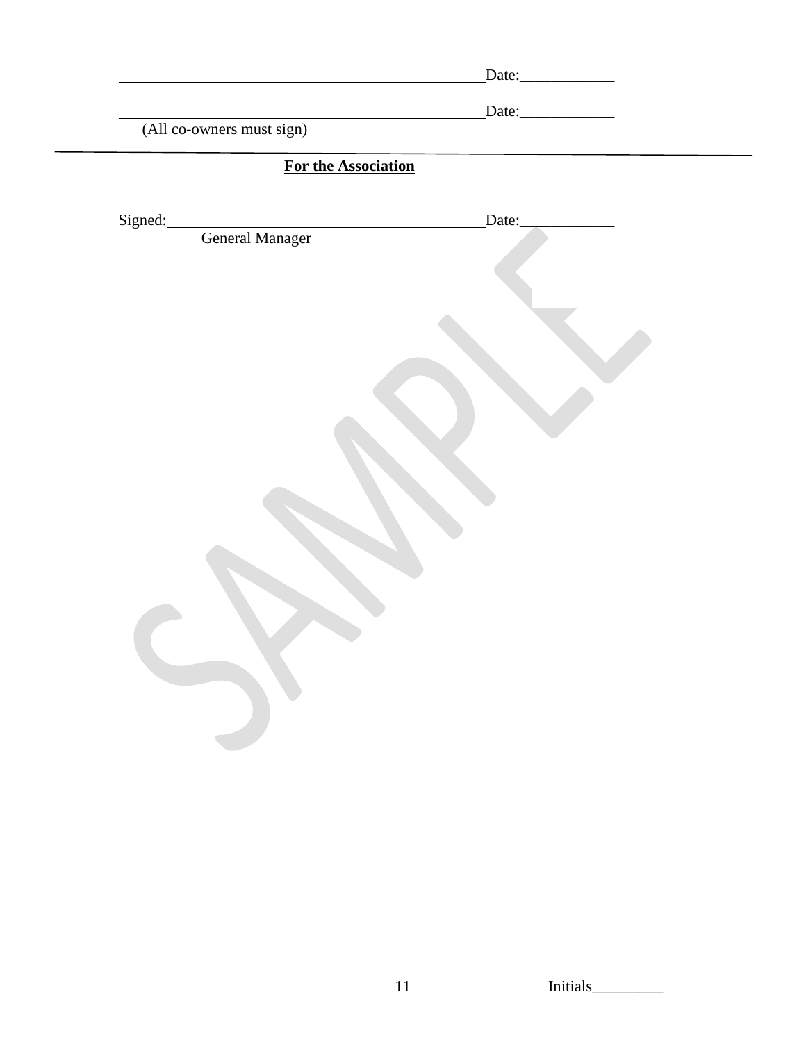_____________________________________________Date:____________

_____________________________________________Date:____________
(All co-owners must sign)

---

**For the Association**

Signed:________________________________________Date:____________
General Manager

Initials_________